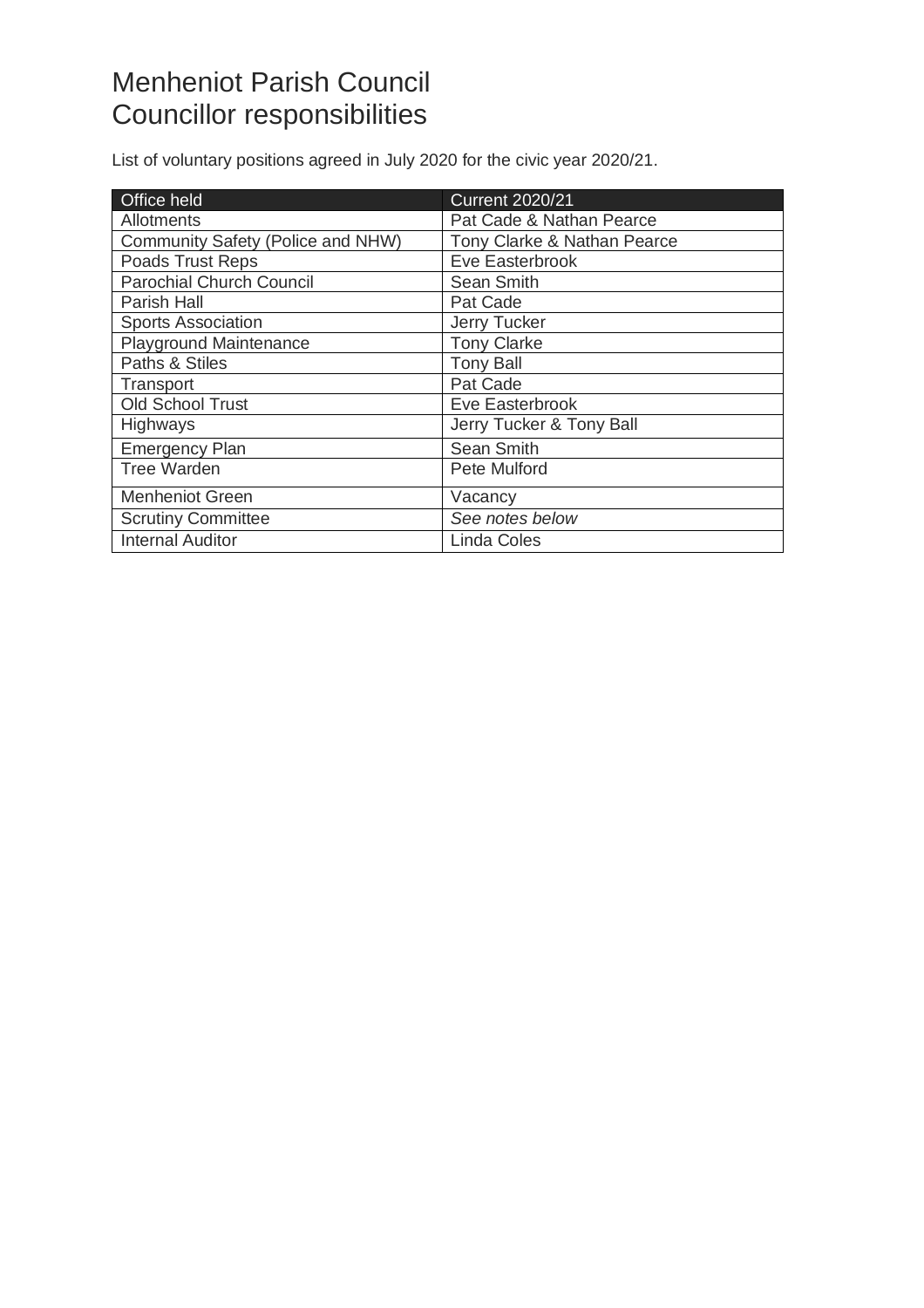# Menheniot Parish Council
# Councillor responsibilities

List of voluntary positions agreed in July 2020 for the civic year 2020/21.

| Office held | Current 2020/21 |
|---|---|
| Allotments | Pat Cade & Nathan Pearce |
| Community Safety (Police and NHW) | Tony Clarke & Nathan Pearce |
| Poads Trust Reps | Eve Easterbrook |
| Parochial Church Council | Sean Smith |
| Parish Hall | Pat Cade |
| Sports Association | Jerry Tucker |
| Playground Maintenance | Tony Clarke |
| Paths & Stiles | Tony Ball |
| Transport | Pat Cade |
| Old School Trust | Eve Easterbrook |
| Highways | Jerry Tucker & Tony Ball |
| Emergency Plan | Sean Smith |
| Tree Warden | Pete Mulford |
| Menheniot Green | Vacancy |
| Scrutiny Committee | *See notes below* |
| Internal Auditor | Linda Coles |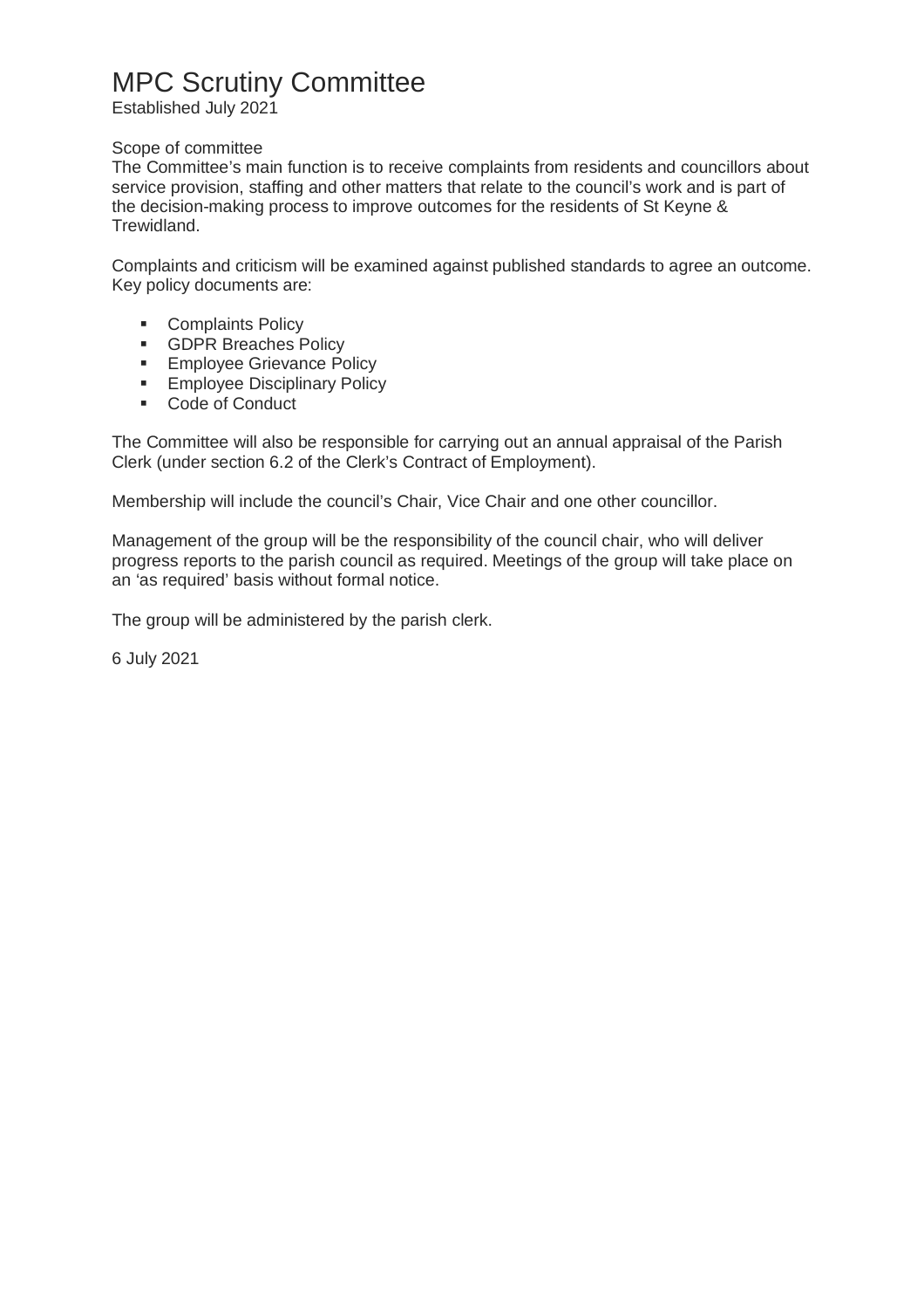# MPC Scrutiny Committee

Established July 2021

Scope of committee

The Committee's main function is to receive complaints from residents and councillors about service provision, staffing and other matters that relate to the council's work and is part of the decision-making process to improve outcomes for the residents of St Keyne & Trewidland.

Complaints and criticism will be examined against published standards to agree an outcome. Key policy documents are:

- Complaints Policy
- GDPR Breaches Policy
- Employee Grievance Policy
- Employee Disciplinary Policy
- Code of Conduct

The Committee will also be responsible for carrying out an annual appraisal of the Parish Clerk (under section 6.2 of the Clerk's Contract of Employment).

Membership will include the council's Chair, Vice Chair and one other councillor.

Management of the group will be the responsibility of the council chair, who will deliver progress reports to the parish council as required. Meetings of the group will take place on an 'as required' basis without formal notice.

The group will be administered by the parish clerk.

6 July 2021